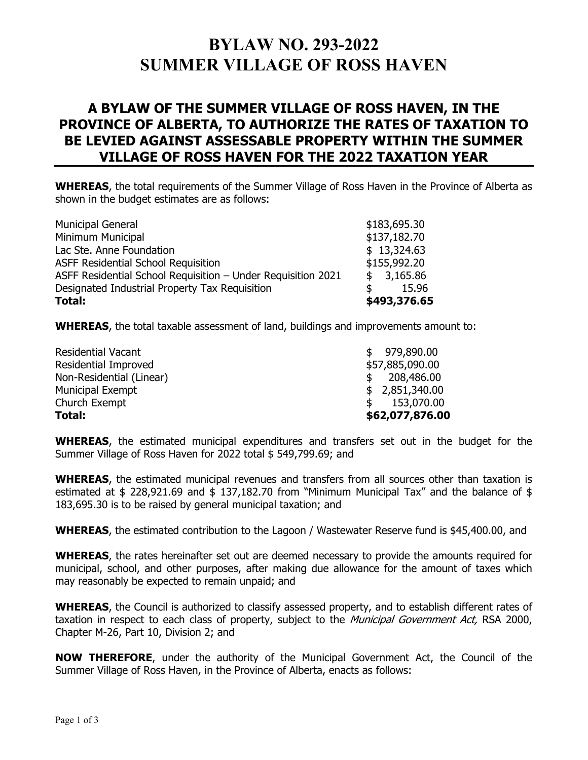# BYLAW NO. 293-2022
# SUMMER VILLAGE OF ROSS HAVEN

## A BYLAW OF THE SUMMER VILLAGE OF ROSS HAVEN, IN THE PROVINCE OF ALBERTA, TO AUTHORIZE THE RATES OF TAXATION TO BE LEVIED AGAINST ASSESSABLE PROPERTY WITHIN THE SUMMER VILLAGE OF ROSS HAVEN FOR THE 2022 TAXATION YEAR

**WHEREAS**, the total requirements of the Summer Village of Ross Haven in the Province of Alberta as shown in the budget estimates are as follows:

| | |
|---|---|
| Municipal General | $183,695.30 |
| Minimum Municipal | $137,182.70 |
| Lac Ste. Anne Foundation | $ 13,324.63 |
| ASFF Residential School Requisition | $155,992.20 |
| ASFF Residential School Requisition – Under Requisition 2021 | $ 3,165.86 |
| Designated Industrial Property Tax Requisition | $ 15.96 |
| **Total:** | **$493,376.65** |

**WHEREAS**, the total taxable assessment of land, buildings and improvements amount to:

| | |
|---|---|
| Residential Vacant | $ 979,890.00 |
| Residential Improved | $57,885,090.00 |
| Non-Residential (Linear) | $ 208,486.00 |
| Municipal Exempt | $ 2,851,340.00 |
| Church Exempt | $ 153,070.00 |
| **Total:** | **$62,077,876.00** |

**WHEREAS**, the estimated municipal expenditures and transfers set out in the budget for the Summer Village of Ross Haven for 2022 total $ 549,799.69; and

**WHEREAS**, the estimated municipal revenues and transfers from all sources other than taxation is estimated at $ 228,921.69 and $ 137,182.70 from "Minimum Municipal Tax" and the balance of $ 183,695.30 is to be raised by general municipal taxation; and

**WHEREAS**, the estimated contribution to the Lagoon / Wastewater Reserve fund is $45,400.00, and

**WHEREAS**, the rates hereinafter set out are deemed necessary to provide the amounts required for municipal, school, and other purposes, after making due allowance for the amount of taxes which may reasonably be expected to remain unpaid; and

**WHEREAS**, the Council is authorized to classify assessed property, and to establish different rates of taxation in respect to each class of property, subject to the *Municipal Government Act,* RSA 2000, Chapter M-26, Part 10, Division 2; and

**NOW THEREFORE**, under the authority of the Municipal Government Act, the Council of the Summer Village of Ross Haven, in the Province of Alberta, enacts as follows: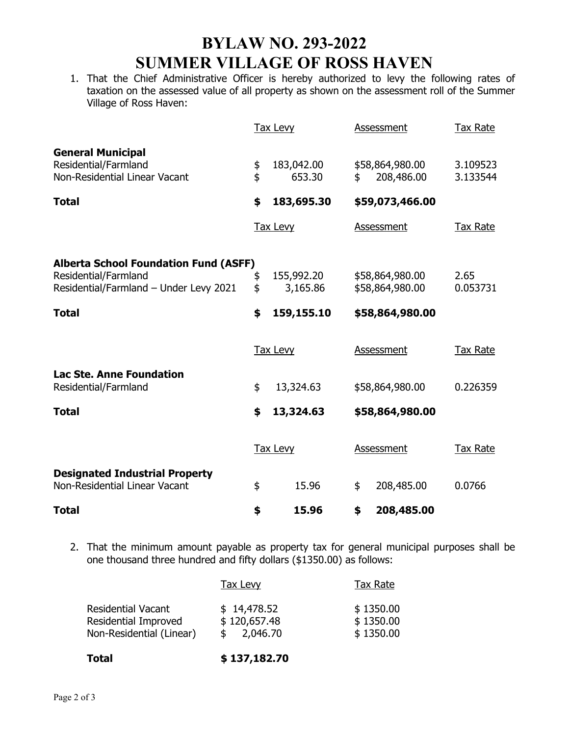# BYLAW NO. 293-2022
# SUMMER VILLAGE OF ROSS HAVEN

1. That the Chief Administrative Officer is hereby authorized to levy the following rates of taxation on the assessed value of all property as shown on the assessment roll of the Summer Village of Ross Haven:

| | Tax Levy | Assessment | Tax Rate |
|---|---|---|---|
| **General Municipal** | | | |
| Residential/Farmland | $ 183,042.00 | $58,864,980.00 | 3.109523 |
| Non-Residential Linear Vacant | $ 653.30 | $ 208,486.00 | 3.133544 |
| **Total** | **$ 183,695.30** | **$59,073,466.00** | |

| | Tax Levy | Assessment | Tax Rate |
|---|---|---|---|
| **Alberta School Foundation Fund (ASFF)** | | | |
| Residential/Farmland | $ 155,992.20 | $58,864,980.00 | 2.65 |
| Residential/Farmland – Under Levy 2021 | $ 3,165.86 | $58,864,980.00 | 0.053731 |
| **Total** | **$ 159,155.10** | **$58,864,980.00** | |

| | Tax Levy | Assessment | Tax Rate |
|---|---|---|---|
| **Lac Ste. Anne Foundation** | | | |
| Residential/Farmland | $ 13,324.63 | $58,864,980.00 | 0.226359 |
| **Total** | **$ 13,324.63** | **$58,864,980.00** | |

| | Tax Levy | Assessment | Tax Rate |
|---|---|---|---|
| **Designated Industrial Property** | | | |
| Non-Residential Linear Vacant | $ 15.96 | $ 208,485.00 | 0.0766 |
| **Total** | **$ 15.96** | **$ 208,485.00** | |

2. That the minimum amount payable as property tax for general municipal purposes shall be one thousand three hundred and fifty dollars ($1350.00) as follows:

| | Tax Levy | Tax Rate |
|---|---|---|
| Residential Vacant | $ 14,478.52 | $ 1350.00 |
| Residential Improved | $ 120,657.48 | $ 1350.00 |
| Non-Residential (Linear) | $ 2,046.70 | $ 1350.00 |
| **Total** | **$ 137,182.70** | |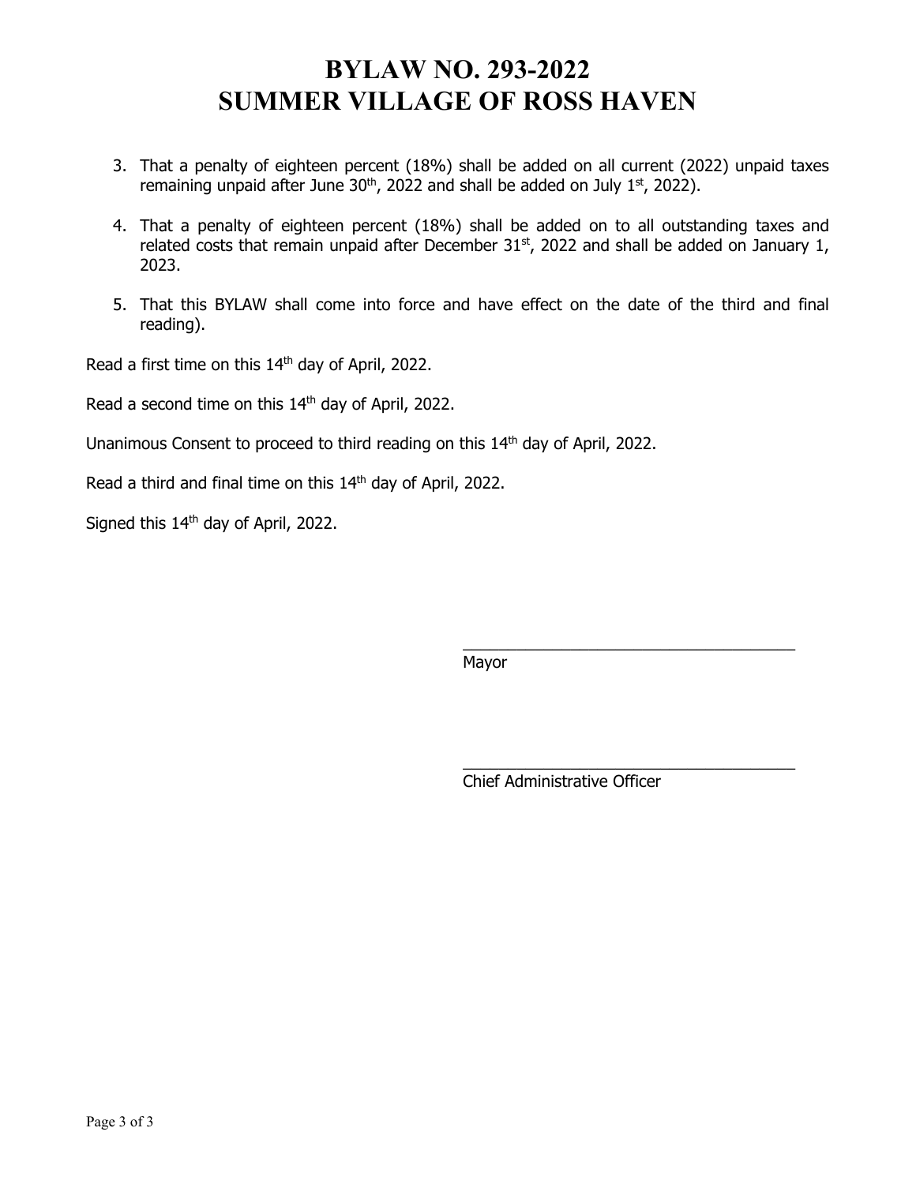# BYLAW NO. 293-2022
# SUMMER VILLAGE OF ROSS HAVEN

3. That a penalty of eighteen percent (18%) shall be added on all current (2022) unpaid taxes remaining unpaid after June 30th, 2022 and shall be added on July 1st, 2022).

4. That a penalty of eighteen percent (18%) shall be added on to all outstanding taxes and related costs that remain unpaid after December 31st, 2022 and shall be added on January 1, 2023.

5. That this BYLAW shall come into force and have effect on the date of the third and final reading).

Read a first time on this 14th day of April, 2022.

Read a second time on this 14th day of April, 2022.

Unanimous Consent to proceed to third reading on this 14th day of April, 2022.

Read a third and final time on this 14th day of April, 2022.

Signed this 14th day of April, 2022.

\_\_\_\_\_\_\_\_\_\_\_\_\_\_\_\_\_\_\_\_\_\_\_\_\_\_\_\_\_\_\_\_\_\_\_\_

Mayor

\_\_\_\_\_\_\_\_\_\_\_\_\_\_\_\_\_\_\_\_\_\_\_\_\_\_\_\_\_\_\_\_\_\_\_\_

Chief Administrative Officer